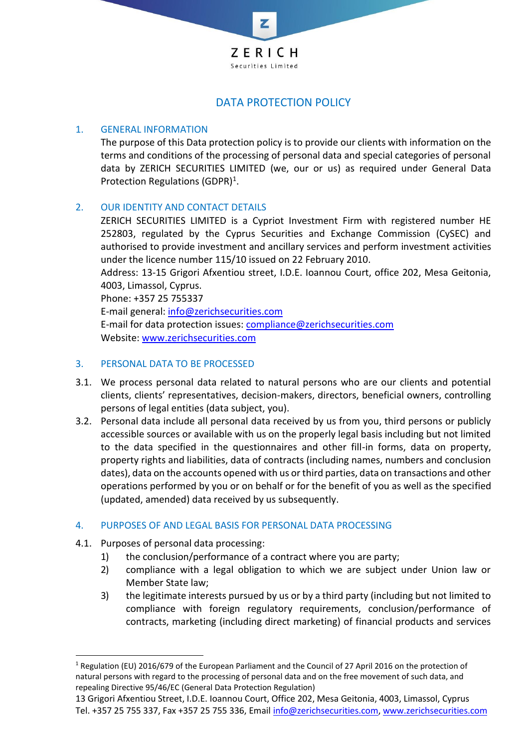# DATA PROTECTION POLICY

## 1. GENERAL INFORMATION

The purpose of this Data protection policy is to provide our clients with information on the terms and conditions of the processing of personal data and special categories of personal data by ZERICH SECURITIES LIMITED (we, our or us) as required under General Data Protection Regulations (GDPR)[1].

## 2. OUR IDENTITY AND CONTACT DETAILS

ZERICH SECURITIES LIMITED is a Cypriot Investment Firm with registered number HE 252803, regulated by the Cyprus Securities and Exchange Commission (CySEC) and authorised to provide investment and ancillary services and perform investment activities under the licence number 115/10 issued on 22 February 2010.

Address: 13-15 Grigori Afxentiou street, I.D.E. Ioannou Court, office 202, Mesa Geitonia, 4003, Limassol, Cyprus.

Phone: +357 25 755337

E-mail general: info@zerichsecurities.com

E-mail for data protection issues: compliance@zerichsecurities.com

Website: www.zerichsecurities.com

## 3. PERSONAL DATA TO BE PROCESSED

3.1. We process personal data related to natural persons who are our clients and potential clients, clients' representatives, decision-makers, directors, beneficial owners, controlling persons of legal entities (data subject, you).

3.2. Personal data include all personal data received by us from you, third persons or publicly accessible sources or available with us on the properly legal basis including but not limited to the data specified in the questionnaires and other fill-in forms, data on property, property rights and liabilities, data of contracts (including names, numbers and conclusion dates), data on the accounts opened with us or third parties, data on transactions and other operations performed by you or on behalf or for the benefit of you as well as the specified (updated, amended) data received by us subsequently.

## 4. PURPOSES OF AND LEGAL BASIS FOR PERSONAL DATA PROCESSING

4.1. Purposes of personal data processing:

1) the conclusion/performance of a contract where you are party;
2) compliance with a legal obligation to which we are subject under Union law or Member State law;
3) the legitimate interests pursued by us or by a third party (including but not limited to compliance with foreign regulatory requirements, conclusion/performance of contracts, marketing (including direct marketing) of financial products and services

---

[1] Regulation (EU) 2016/679 of the European Parliament and the Council of 27 April 2016 on the protection of natural persons with regard to the processing of personal data and on the free movement of such data, and repealing Directive 95/46/EC (General Data Protection Regulation)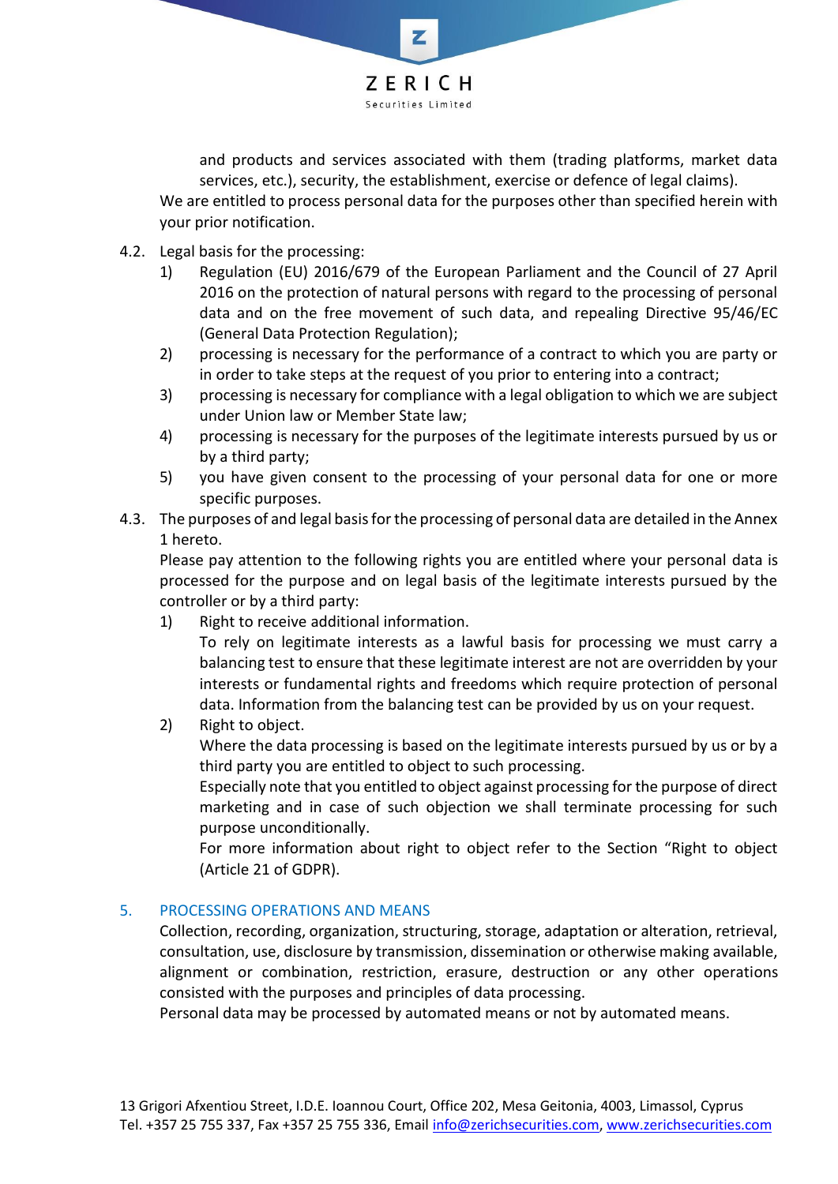and products and services associated with them (trading platforms, market data services, etc.), security, the establishment, exercise or defence of legal claims).

We are entitled to process personal data for the purposes other than specified herein with your prior notification.

4.2. Legal basis for the processing:

1) Regulation (EU) 2016/679 of the European Parliament and the Council of 27 April 2016 on the protection of natural persons with regard to the processing of personal data and on the free movement of such data, and repealing Directive 95/46/EC (General Data Protection Regulation);
2) processing is necessary for the performance of a contract to which you are party or in order to take steps at the request of you prior to entering into a contract;
3) processing is necessary for compliance with a legal obligation to which we are subject under Union law or Member State law;
4) processing is necessary for the purposes of the legitimate interests pursued by us or by a third party;
5) you have given consent to the processing of your personal data for one or more specific purposes.

4.3. The purposes of and legal basis for the processing of personal data are detailed in the Annex 1 hereto.

Please pay attention to the following rights you are entitled where your personal data is processed for the purpose and on legal basis of the legitimate interests pursued by the controller or by a third party:

1) Right to receive additional information.
   To rely on legitimate interests as a lawful basis for processing we must carry a balancing test to ensure that these legitimate interest are not are overridden by your interests or fundamental rights and freedoms which require protection of personal data. Information from the balancing test can be provided by us on your request.
2) Right to object.
   Where the data processing is based on the legitimate interests pursued by us or by a third party you are entitled to object to such processing.
   Especially note that you entitled to object against processing for the purpose of direct marketing and in case of such objection we shall terminate processing for such purpose unconditionally.
   For more information about right to object refer to the Section "Right to object (Article 21 of GDPR).

## 5. PROCESSING OPERATIONS AND MEANS

Collection, recording, organization, structuring, storage, adaptation or alteration, retrieval, consultation, use, disclosure by transmission, dissemination or otherwise making available, alignment or combination, restriction, erasure, destruction or any other operations consisted with the purposes and principles of data processing.

Personal data may be processed by automated means or not by automated means.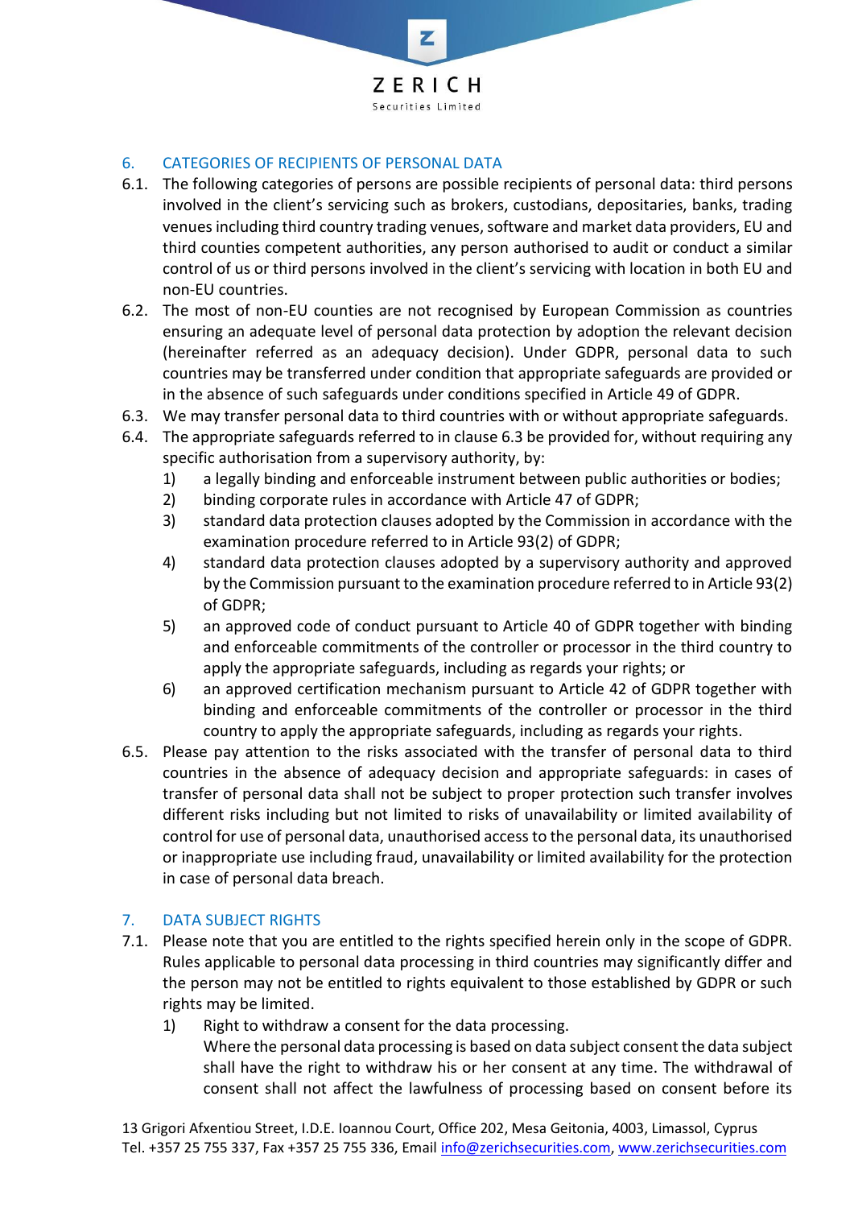## 6. CATEGORIES OF RECIPIENTS OF PERSONAL DATA

6.1. The following categories of persons are possible recipients of personal data: third persons involved in the client's servicing such as brokers, custodians, depositaries, banks, trading venues including third country trading venues, software and market data providers, EU and third counties competent authorities, any person authorised to audit or conduct a similar control of us or third persons involved in the client's servicing with location in both EU and non-EU countries.

6.2. The most of non-EU counties are not recognised by European Commission as countries ensuring an adequate level of personal data protection by adoption the relevant decision (hereinafter referred as an adequacy decision). Under GDPR, personal data to such countries may be transferred under condition that appropriate safeguards are provided or in the absence of such safeguards under conditions specified in Article 49 of GDPR.

6.3. We may transfer personal data to third countries with or without appropriate safeguards.

6.4. The appropriate safeguards referred to in clause 6.3 be provided for, without requiring any specific authorisation from a supervisory authority, by:

1) a legally binding and enforceable instrument between public authorities or bodies;
2) binding corporate rules in accordance with Article 47 of GDPR;
3) standard data protection clauses adopted by the Commission in accordance with the examination procedure referred to in Article 93(2) of GDPR;
4) standard data protection clauses adopted by a supervisory authority and approved by the Commission pursuant to the examination procedure referred to in Article 93(2) of GDPR;
5) an approved code of conduct pursuant to Article 40 of GDPR together with binding and enforceable commitments of the controller or processor in the third country to apply the appropriate safeguards, including as regards your rights; or
6) an approved certification mechanism pursuant to Article 42 of GDPR together with binding and enforceable commitments of the controller or processor in the third country to apply the appropriate safeguards, including as regards your rights.

6.5. Please pay attention to the risks associated with the transfer of personal data to third countries in the absence of adequacy decision and appropriate safeguards: in cases of transfer of personal data shall not be subject to proper protection such transfer involves different risks including but not limited to risks of unavailability or limited availability of control for use of personal data, unauthorised access to the personal data, its unauthorised or inappropriate use including fraud, unavailability or limited availability for the protection in case of personal data breach.

## 7. DATA SUBJECT RIGHTS

7.1. Please note that you are entitled to the rights specified herein only in the scope of GDPR. Rules applicable to personal data processing in third countries may significantly differ and the person may not be entitled to rights equivalent to those established by GDPR or such rights may be limited.

1) Right to withdraw a consent for the data processing.
   Where the personal data processing is based on data subject consent the data subject shall have the right to withdraw his or her consent at any time. The withdrawal of consent shall not affect the lawfulness of processing based on consent before its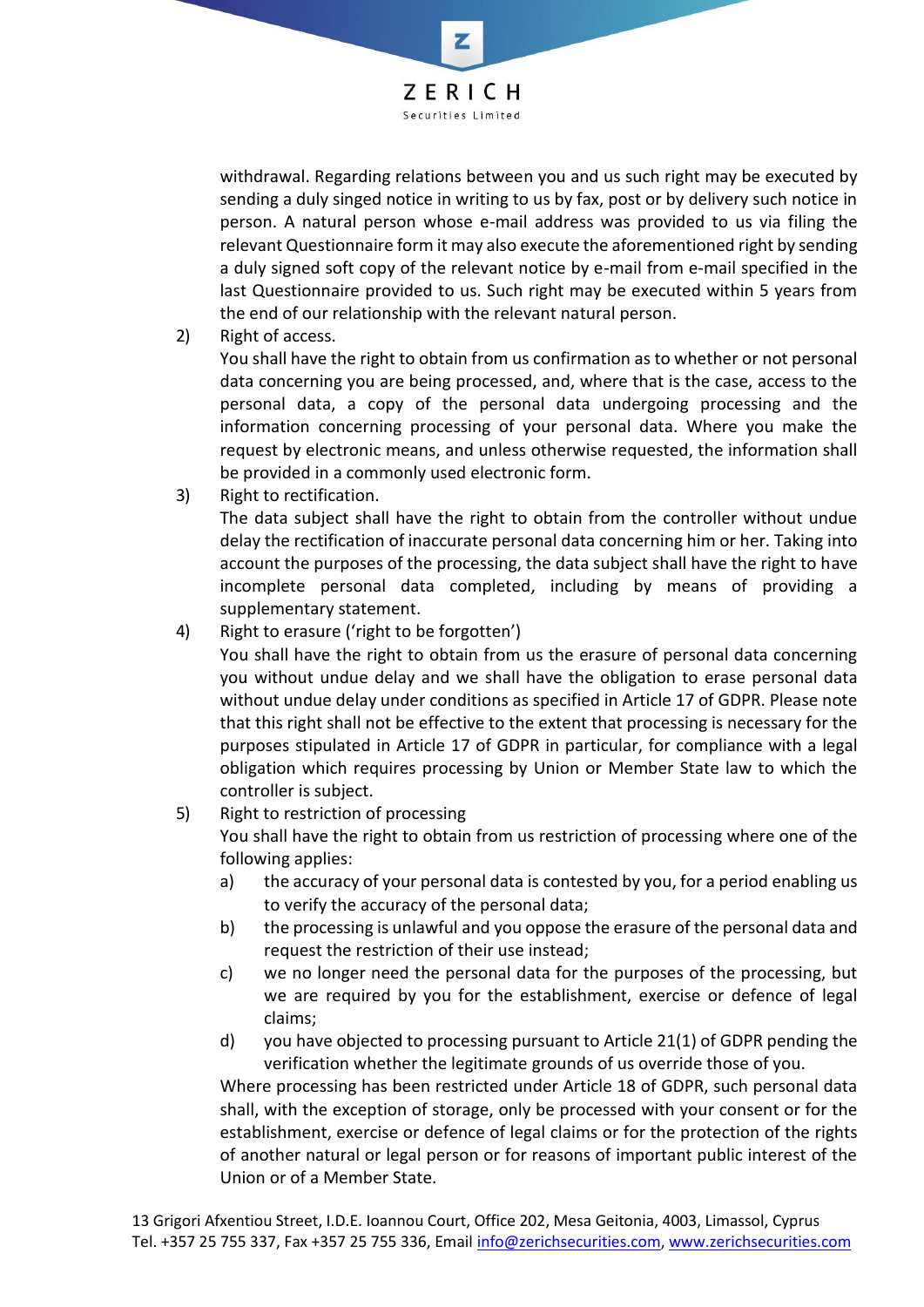withdrawal. Regarding relations between you and us such right may be executed by sending a duly singed notice in writing to us by fax, post or by delivery such notice in person. A natural person whose e-mail address was provided to us via filing the relevant Questionnaire form it may also execute the aforementioned right by sending a duly signed soft copy of the relevant notice by e-mail from e-mail specified in the last Questionnaire provided to us. Such right may be executed within 5 years from the end of our relationship with the relevant natural person.

2) Right of access.
   You shall have the right to obtain from us confirmation as to whether or not personal data concerning you are being processed, and, where that is the case, access to the personal data, a copy of the personal data undergoing processing and the information concerning processing of your personal data. Where you make the request by electronic means, and unless otherwise requested, the information shall be provided in a commonly used electronic form.

3) Right to rectification.
   The data subject shall have the right to obtain from the controller without undue delay the rectification of inaccurate personal data concerning him or her. Taking into account the purposes of the processing, the data subject shall have the right to have incomplete personal data completed, including by means of providing a supplementary statement.

4) Right to erasure ('right to be forgotten')
   You shall have the right to obtain from us the erasure of personal data concerning you without undue delay and we shall have the obligation to erase personal data without undue delay under conditions as specified in Article 17 of GDPR. Please note that this right shall not be effective to the extent that processing is necessary for the purposes stipulated in Article 17 of GDPR in particular, for compliance with a legal obligation which requires processing by Union or Member State law to which the controller is subject.

5) Right to restriction of processing
   You shall have the right to obtain from us restriction of processing where one of the following applies:
   a) the accuracy of your personal data is contested by you, for a period enabling us to verify the accuracy of the personal data;
   b) the processing is unlawful and you oppose the erasure of the personal data and request the restriction of their use instead;
   c) we no longer need the personal data for the purposes of the processing, but we are required by you for the establishment, exercise or defence of legal claims;
   d) you have objected to processing pursuant to Article 21(1) of GDPR pending the verification whether the legitimate grounds of us override those of you.

   Where processing has been restricted under Article 18 of GDPR, such personal data shall, with the exception of storage, only be processed with your consent or for the establishment, exercise or defence of legal claims or for the protection of the rights of another natural or legal person or for reasons of important public interest of the Union or of a Member State.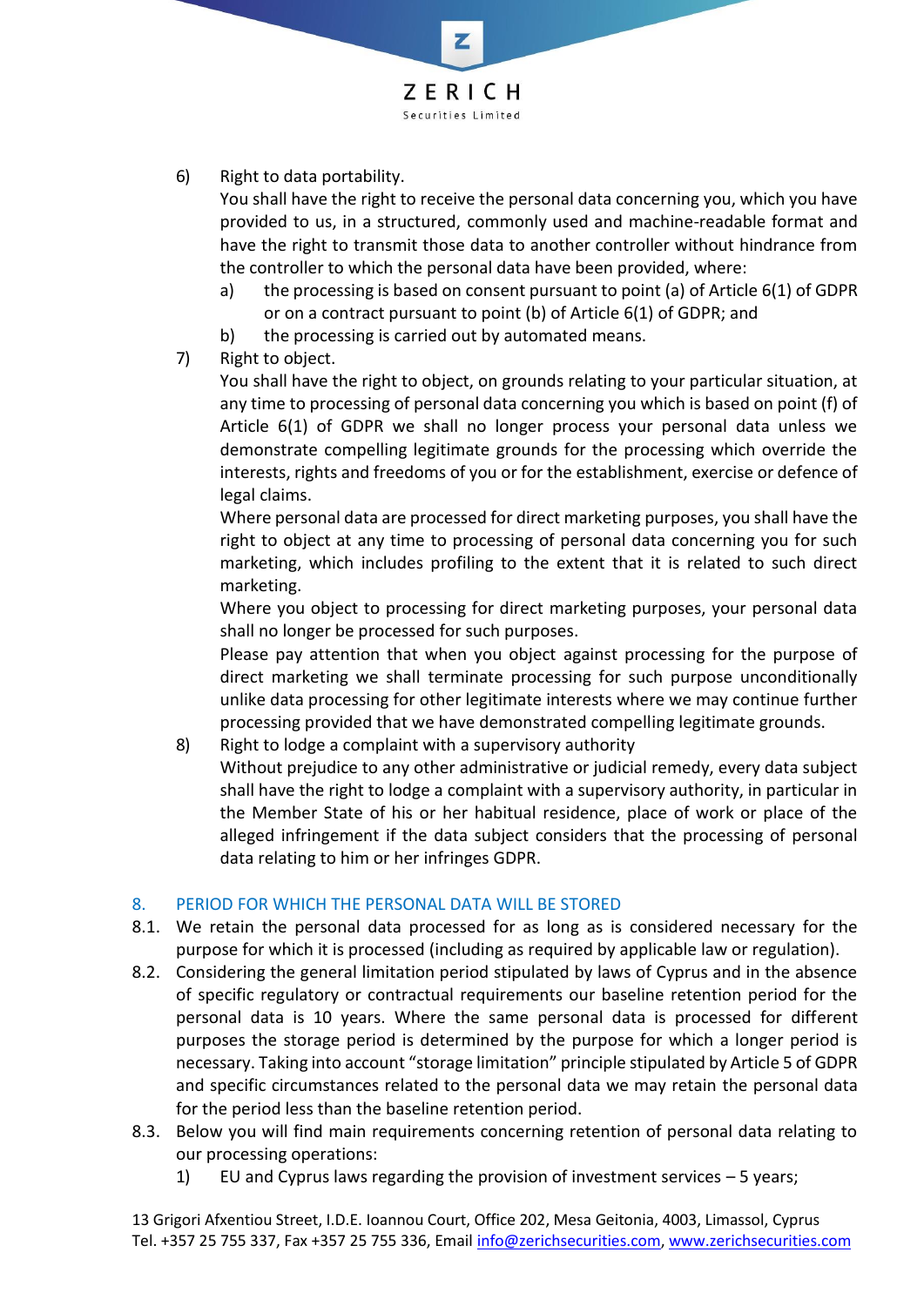6) Right to data portability.
   You shall have the right to receive the personal data concerning you, which you have provided to us, in a structured, commonly used and machine-readable format and have the right to transmit those data to another controller without hindrance from the controller to which the personal data have been provided, where:
   a) the processing is based on consent pursuant to point (a) of Article 6(1) of GDPR or on a contract pursuant to point (b) of Article 6(1) of GDPR; and
   b) the processing is carried out by automated means.
7) Right to object.
   You shall have the right to object, on grounds relating to your particular situation, at any time to processing of personal data concerning you which is based on point (f) of Article 6(1) of GDPR we shall no longer process your personal data unless we demonstrate compelling legitimate grounds for the processing which override the interests, rights and freedoms of you or for the establishment, exercise or defence of legal claims.
   Where personal data are processed for direct marketing purposes, you shall have the right to object at any time to processing of personal data concerning you for such marketing, which includes profiling to the extent that it is related to such direct marketing.
   Where you object to processing for direct marketing purposes, your personal data shall no longer be processed for such purposes.
   Please pay attention that when you object against processing for the purpose of direct marketing we shall terminate processing for such purpose unconditionally unlike data processing for other legitimate interests where we may continue further processing provided that we have demonstrated compelling legitimate grounds.
8) Right to lodge a complaint with a supervisory authority
   Without prejudice to any other administrative or judicial remedy, every data subject shall have the right to lodge a complaint with a supervisory authority, in particular in the Member State of his or her habitual residence, place of work or place of the alleged infringement if the data subject considers that the processing of personal data relating to him or her infringes GDPR.

## 8. PERIOD FOR WHICH THE PERSONAL DATA WILL BE STORED

8.1. We retain the personal data processed for as long as is considered necessary for the purpose for which it is processed (including as required by applicable law or regulation).

8.2. Considering the general limitation period stipulated by laws of Cyprus and in the absence of specific regulatory or contractual requirements our baseline retention period for the personal data is 10 years. Where the same personal data is processed for different purposes the storage period is determined by the purpose for which a longer period is necessary. Taking into account "storage limitation" principle stipulated by Article 5 of GDPR and specific circumstances related to the personal data we may retain the personal data for the period less than the baseline retention period.

8.3. Below you will find main requirements concerning retention of personal data relating to our processing operations:
   1) EU and Cyprus laws regarding the provision of investment services – 5 years;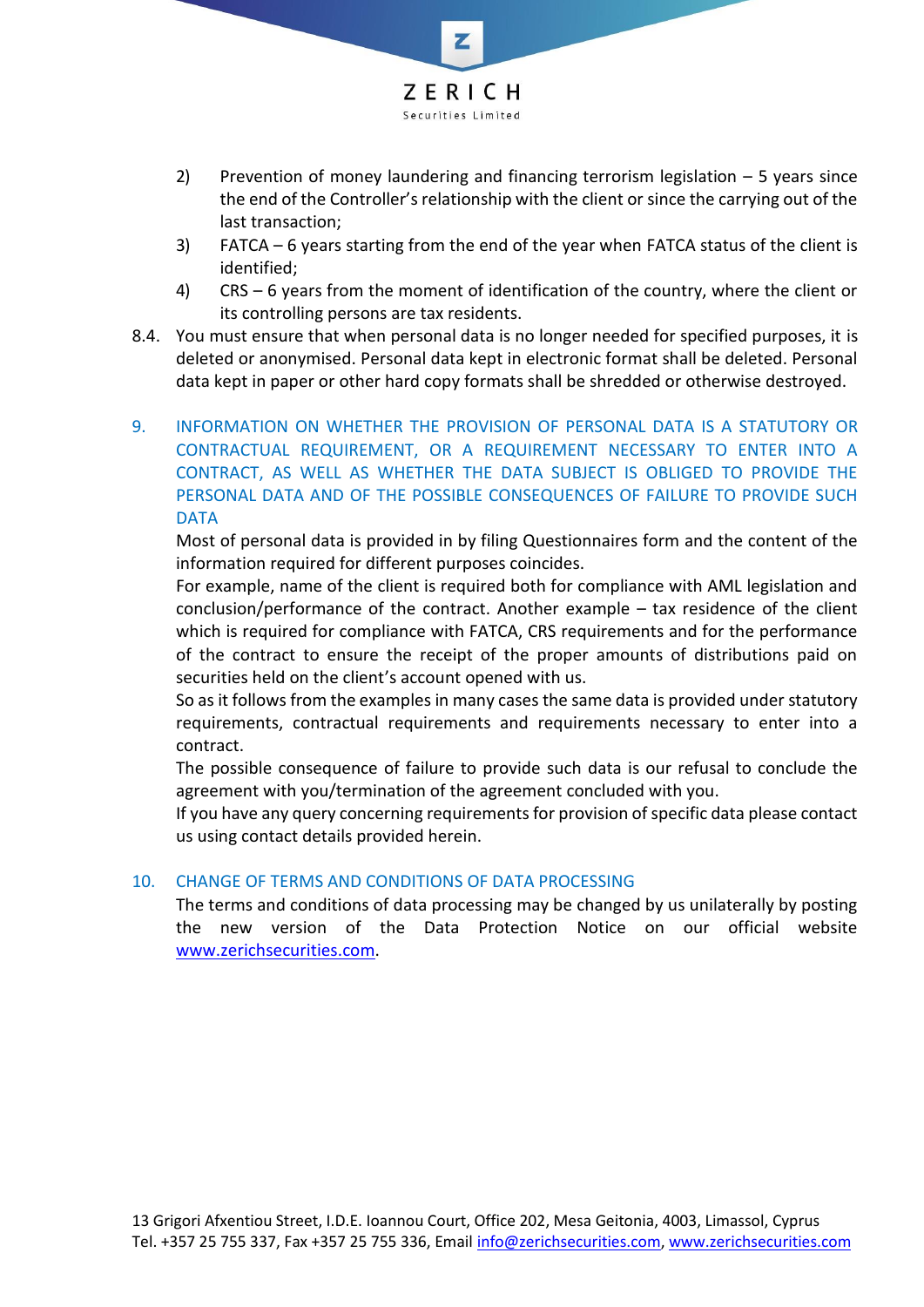2) Prevention of money laundering and financing terrorism legislation – 5 years since the end of the Controller's relationship with the client or since the carrying out of the last transaction;
3) FATCA – 6 years starting from the end of the year when FATCA status of the client is identified;
4) CRS – 6 years from the moment of identification of the country, where the client or its controlling persons are tax residents.

8.4. You must ensure that when personal data is no longer needed for specified purposes, it is deleted or anonymised. Personal data kept in electronic format shall be deleted. Personal data kept in paper or other hard copy formats shall be shredded or otherwise destroyed.

## 9. INFORMATION ON WHETHER THE PROVISION OF PERSONAL DATA IS A STATUTORY OR CONTRACTUAL REQUIREMENT, OR A REQUIREMENT NECESSARY TO ENTER INTO A CONTRACT, AS WELL AS WHETHER THE DATA SUBJECT IS OBLIGED TO PROVIDE THE PERSONAL DATA AND OF THE POSSIBLE CONSEQUENCES OF FAILURE TO PROVIDE SUCH DATA

Most of personal data is provided in by filing Questionnaires form and the content of the information required for different purposes coincides.

For example, name of the client is required both for compliance with AML legislation and conclusion/performance of the contract. Another example – tax residence of the client which is required for compliance with FATCA, CRS requirements and for the performance of the contract to ensure the receipt of the proper amounts of distributions paid on securities held on the client's account opened with us.

So as it follows from the examples in many cases the same data is provided under statutory requirements, contractual requirements and requirements necessary to enter into a contract.

The possible consequence of failure to provide such data is our refusal to conclude the agreement with you/termination of the agreement concluded with you.

If you have any query concerning requirements for provision of specific data please contact us using contact details provided herein.

## 10. CHANGE OF TERMS AND CONDITIONS OF DATA PROCESSING

The terms and conditions of data processing may be changed by us unilaterally by posting the new version of the Data Protection Notice on our official website www.zerichsecurities.com.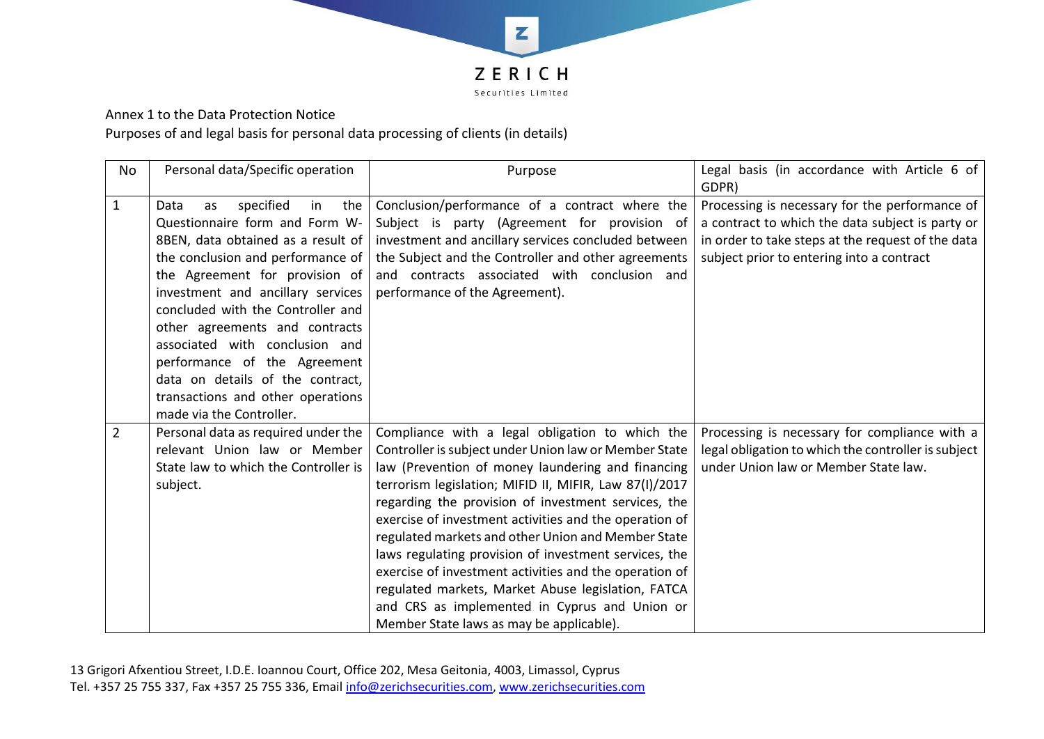Annex 1 to the Data Protection Notice

Purposes of and legal basis for personal data processing of clients (in details)

| No | Personal data/Specific operation | Purpose | Legal basis (in accordance with Article 6 of GDPR) |
|---|---|---|---|
| 1 | Data as specified in the Questionnaire form and Form W-8BEN, data obtained as a result of the conclusion and performance of the Agreement for provision of investment and ancillary services concluded with the Controller and other agreements and contracts associated with conclusion and performance of the Agreement data on details of the contract, transactions and other operations made via the Controller. | Conclusion/performance of a contract where the Subject is party (Agreement for provision of investment and ancillary services concluded between the Subject and the Controller and other agreements and contracts associated with conclusion and performance of the Agreement). | Processing is necessary for the performance of a contract to which the data subject is party or in order to take steps at the request of the data subject prior to entering into a contract |
| 2 | Personal data as required under the relevant Union law or Member State law to which the Controller is subject. | Compliance with a legal obligation to which the Controller is subject under Union law or Member State law (Prevention of money laundering and financing terrorism legislation; MIFID II, MIFIR, Law 87(I)/2017 regarding the provision of investment services, the exercise of investment activities and the operation of regulated markets and other Union and Member State laws regulating provision of investment services, the exercise of investment activities and the operation of regulated markets, Market Abuse legislation, FATCA and CRS as implemented in Cyprus and Union or Member State laws as may be applicable). | Processing is necessary for compliance with a legal obligation to which the controller is subject under Union law or Member State law. |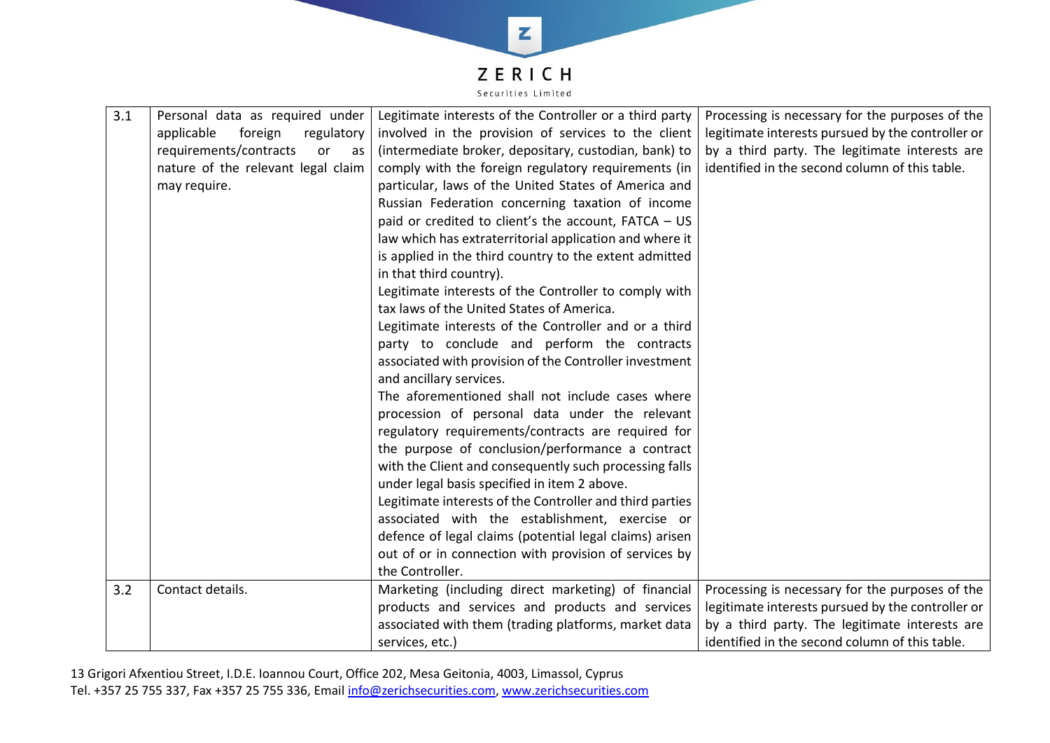| 3.1 | Personal data as required under applicable foreign regulatory requirements/contracts or as nature of the relevant legal claim may require. | Legitimate interests of the Controller or a third party involved in the provision of services to the client (intermediate broker, depositary, custodian, bank) to comply with the foreign regulatory requirements (in particular, laws of the United States of America and Russian Federation concerning taxation of income paid or credited to client's the account, FATCA – US law which has extraterritorial application and where it is applied in the third country to the extent admitted in that third country).<br>Legitimate interests of the Controller to comply with tax laws of the United States of America.<br>Legitimate interests of the Controller and or a third party to conclude and perform the contracts associated with provision of the Controller investment and ancillary services.<br>The aforementioned shall not include cases where procession of personal data under the relevant regulatory requirements/contracts are required for the purpose of conclusion/performance a contract with the Client and consequently such processing falls under legal basis specified in item 2 above.<br>Legitimate interests of the Controller and third parties associated with the establishment, exercise or defence of legal claims (potential legal claims) arisen out of or in connection with provision of services by the Controller. | Processing is necessary for the purposes of the legitimate interests pursued by the controller or by a third party. The legitimate interests are identified in the second column of this table. |
|---|---|---|---|
| 3.2 | Contact details. | Marketing (including direct marketing) of financial products and services and products and services associated with them (trading platforms, market data services, etc.) | Processing is necessary for the purposes of the legitimate interests pursued by the controller or by a third party. The legitimate interests are identified in the second column of this table. |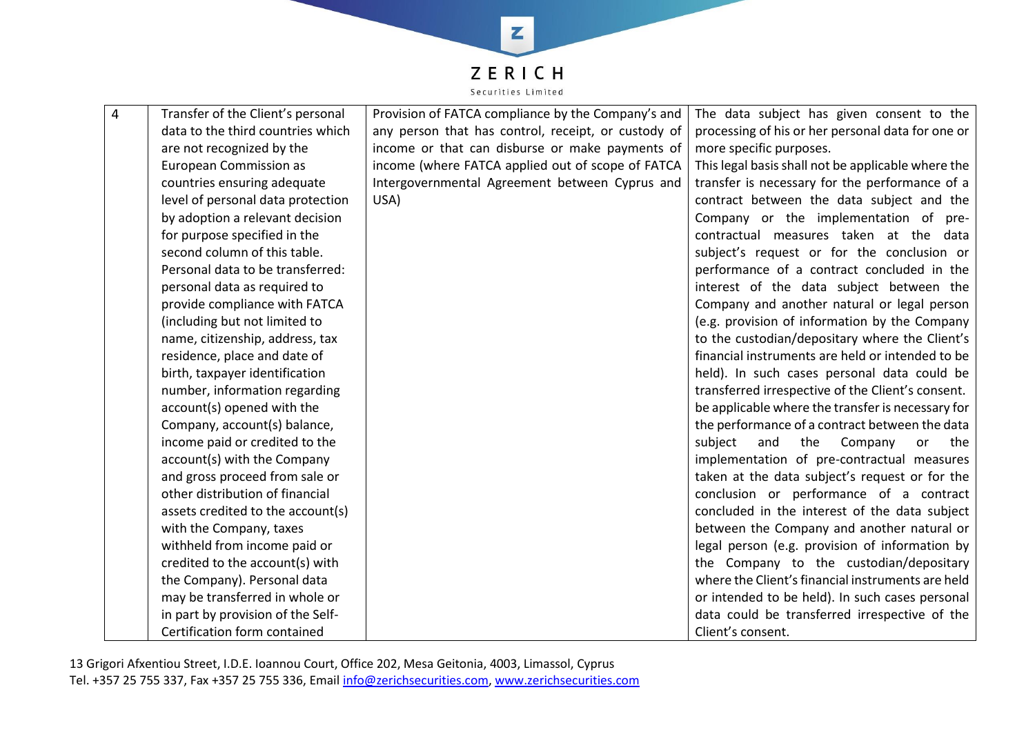| 4 | Transfer of the Client's personal data to the third countries which are not recognized by the European Commission as countries ensuring adequate level of personal data protection by adoption a relevant decision for purpose specified in the second column of this table. Personal data to be transferred: personal data as required to provide compliance with FATCA (including but not limited to name, citizenship, address, tax residence, place and date of birth, taxpayer identification number, information regarding account(s) opened with the Company, account(s) balance, income paid or credited to the account(s) with the Company and gross proceed from sale or other distribution of financial assets credited to the account(s) with the Company, taxes withheld from income paid or credited to the account(s) with the Company). Personal data may be transferred in whole or in part by provision of the Self-Certification form contained | Provision of FATCA compliance by the Company's and any person that has control, receipt, or custody of income or that can disburse or make payments of income (where FATCA applied out of scope of FATCA Intergovernmental Agreement between Cyprus and USA) | The data subject has given consent to the processing of his or her personal data for one or more specific purposes. This legal basis shall not be applicable where the transfer is necessary for the performance of a contract between the data subject and the Company or the implementation of pre-contractual measures taken at the data subject's request or for the conclusion or performance of a contract concluded in the interest of the data subject between the Company and another natural or legal person (e.g. provision of information by the Company to the custodian/depositary where the Client's financial instruments are held or intended to be held). In such cases personal data could be transferred irrespective of the Client's consent. be applicable where the transfer is necessary for the performance of a contract between the data subject and the Company or the implementation of pre-contractual measures taken at the data subject's request or for the conclusion or performance of a contract concluded in the interest of the data subject between the Company and another natural or legal person (e.g. provision of information by the Company to the custodian/depositary where the Client's financial instruments are held or intended to be held). In such cases personal data could be transferred irrespective of the Client's consent. |
|---|---|---|---|

13 Grigori Afxentiou Street, I.D.E. Ioannou Court, Office 202, Mesa Geitonia, 4003, Limassol, Cyprus
Tel. +357 25 755 337, Fax +357 25 755 336, Email info@zerichsecurities.com, www.zerichsecurities.com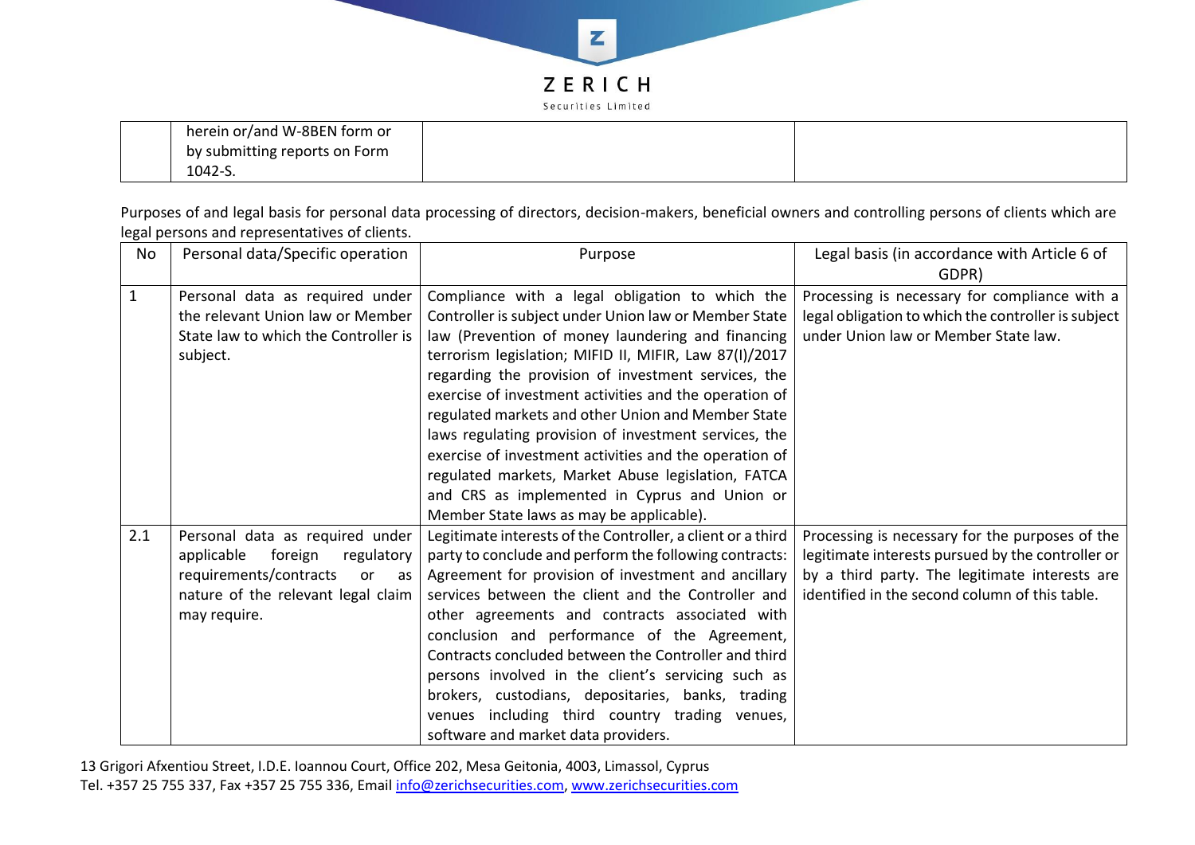| | herein or/and W-8BEN form or by submitting reports on Form 1042-S. | | |
|---|---|---|---|

Purposes of and legal basis for personal data processing of directors, decision-makers, beneficial owners and controlling persons of clients which are legal persons and representatives of clients.

| No | Personal data/Specific operation | Purpose | Legal basis (in accordance with Article 6 of GDPR) |
|---|---|---|---|
| 1 | Personal data as required under the relevant Union law or Member State law to which the Controller is subject. | Compliance with a legal obligation to which the Controller is subject under Union law or Member State law (Prevention of money laundering and financing terrorism legislation; MIFID II, MIFIR, Law 87(I)/2017 regarding the provision of investment services, the exercise of investment activities and the operation of regulated markets and other Union and Member State laws regulating provision of investment services, the exercise of investment activities and the operation of regulated markets, Market Abuse legislation, FATCA and CRS as implemented in Cyprus and Union or Member State laws as may be applicable). | Processing is necessary for compliance with a legal obligation to which the controller is subject under Union law or Member State law. |
| 2.1 | Personal data as required under applicable foreign regulatory requirements/contracts or as nature of the relevant legal claim may require. | Legitimate interests of the Controller, a client or a third party to conclude and perform the following contracts: Agreement for provision of investment and ancillary services between the client and the Controller and other agreements and contracts associated with conclusion and performance of the Agreement, Contracts concluded between the Controller and third persons involved in the client's servicing such as brokers, custodians, depositaries, banks, trading venues including third country trading venues, software and market data providers. | Processing is necessary for the purposes of the legitimate interests pursued by the controller or by a third party. The legitimate interests are identified in the second column of this table. |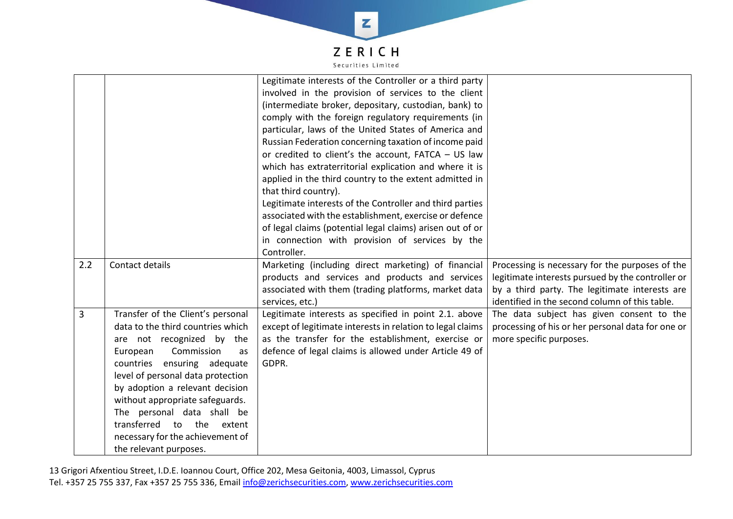| | | | |
|---|---|---|---|
| | | Legitimate interests of the Controller or a third party involved in the provision of services to the client (intermediate broker, depositary, custodian, bank) to comply with the foreign regulatory requirements (in particular, laws of the United States of America and Russian Federation concerning taxation of income paid or credited to client's the account, FATCA – US law which has extraterritorial explication and where it is applied in the third country to the extent admitted in that third country).<br>Legitimate interests of the Controller and third parties associated with the establishment, exercise or defence of legal claims (potential legal claims) arisen out of or in connection with provision of services by the Controller. | |
| 2.2 | Contact details | Marketing (including direct marketing) of financial products and services and products and services associated with them (trading platforms, market data services, etc.) | Processing is necessary for the purposes of the legitimate interests pursued by the controller or by a third party. The legitimate interests are identified in the second column of this table. |
| 3 | Transfer of the Client's personal data to the third countries which are not recognized by the European Commission as countries ensuring adequate level of personal data protection by adoption a relevant decision without appropriate safeguards. The personal data shall be transferred to the extent necessary for the achievement of the relevant purposes. | Legitimate interests as specified in point 2.1. above except of legitimate interests in relation to legal claims as the transfer for the establishment, exercise or defence of legal claims is allowed under Article 49 of GDPR. | The data subject has given consent to the processing of his or her personal data for one or more specific purposes. |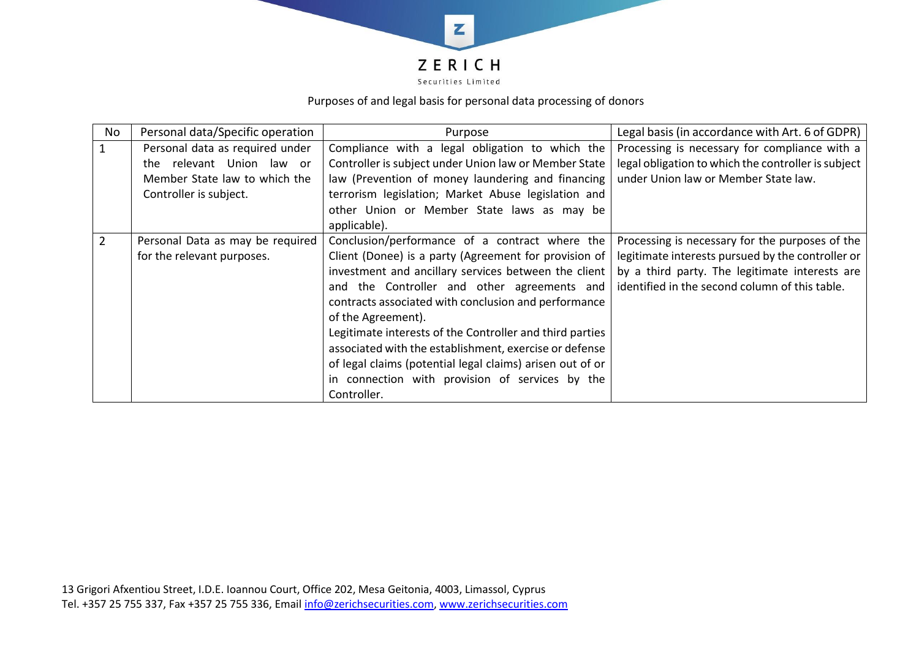Purposes of and legal basis for personal data processing of donors

| No | Personal data/Specific operation | Purpose | Legal basis (in accordance with Art. 6 of GDPR) |
|---|---|---|---|
| 1 | Personal data as required under the relevant Union law or Member State law to which the Controller is subject. | Compliance with a legal obligation to which the Controller is subject under Union law or Member State law (Prevention of money laundering and financing terrorism legislation; Market Abuse legislation and other Union or Member State laws as may be applicable). | Processing is necessary for compliance with a legal obligation to which the controller is subject under Union law or Member State law. |
| 2 | Personal Data as may be required for the relevant purposes. | Conclusion/performance of a contract where the Client (Donee) is a party (Agreement for provision of investment and ancillary services between the client and the Controller and other agreements and contracts associated with conclusion and performance of the Agreement).<br>Legitimate interests of the Controller and third parties associated with the establishment, exercise or defense of legal claims (potential legal claims) arisen out of or in connection with provision of services by the Controller. | Processing is necessary for the purposes of the legitimate interests pursued by the controller or by a third party. The legitimate interests are identified in the second column of this table. |